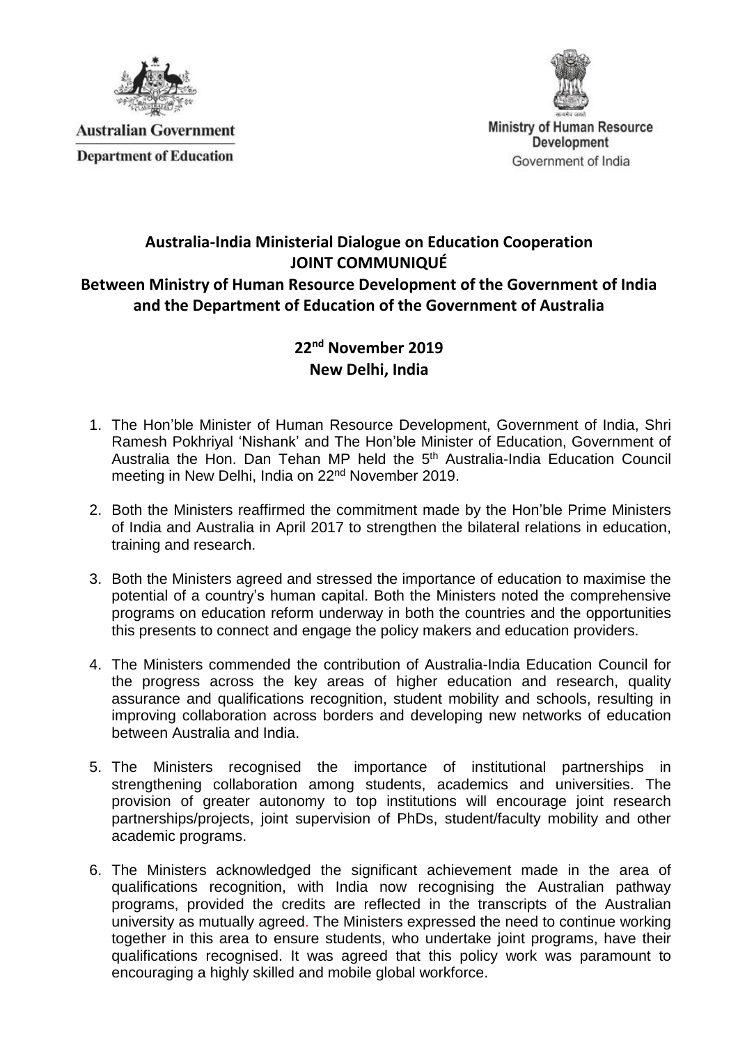Australian Government

Department of Education

Ministry of Human Resource Development

Government of India

**Australia-India Ministerial Dialogue on Education Cooperation**
**JOINT COMMUNIQUÉ**
**Between Ministry of Human Resource Development of the Government of India and the Department of Education of the Government of Australia**

**22nd November 2019**
**New Delhi, India**

1. The Hon'ble Minister of Human Resource Development, Government of India, Shri Ramesh Pokhriyal 'Nishank' and The Hon'ble Minister of Education, Government of Australia the Hon. Dan Tehan MP held the 5th Australia-India Education Council meeting in New Delhi, India on 22nd November 2019.

2. Both the Ministers reaffirmed the commitment made by the Hon'ble Prime Ministers of India and Australia in April 2017 to strengthen the bilateral relations in education, training and research.

3. Both the Ministers agreed and stressed the importance of education to maximise the potential of a country's human capital. Both the Ministers noted the comprehensive programs on education reform underway in both the countries and the opportunities this presents to connect and engage the policy makers and education providers.

4. The Ministers commended the contribution of Australia-India Education Council for the progress across the key areas of higher education and research, quality assurance and qualifications recognition, student mobility and schools, resulting in improving collaboration across borders and developing new networks of education between Australia and India.

5. The Ministers recognised the importance of institutional partnerships in strengthening collaboration among students, academics and universities. The provision of greater autonomy to top institutions will encourage joint research partnerships/projects, joint supervision of PhDs, student/faculty mobility and other academic programs.

6. The Ministers acknowledged the significant achievement made in the area of qualifications recognition, with India now recognising the Australian pathway programs, provided the credits are reflected in the transcripts of the Australian university as mutually agreed. The Ministers expressed the need to continue working together in this area to ensure students, who undertake joint programs, have their qualifications recognised. It was agreed that this policy work was paramount to encouraging a highly skilled and mobile global workforce.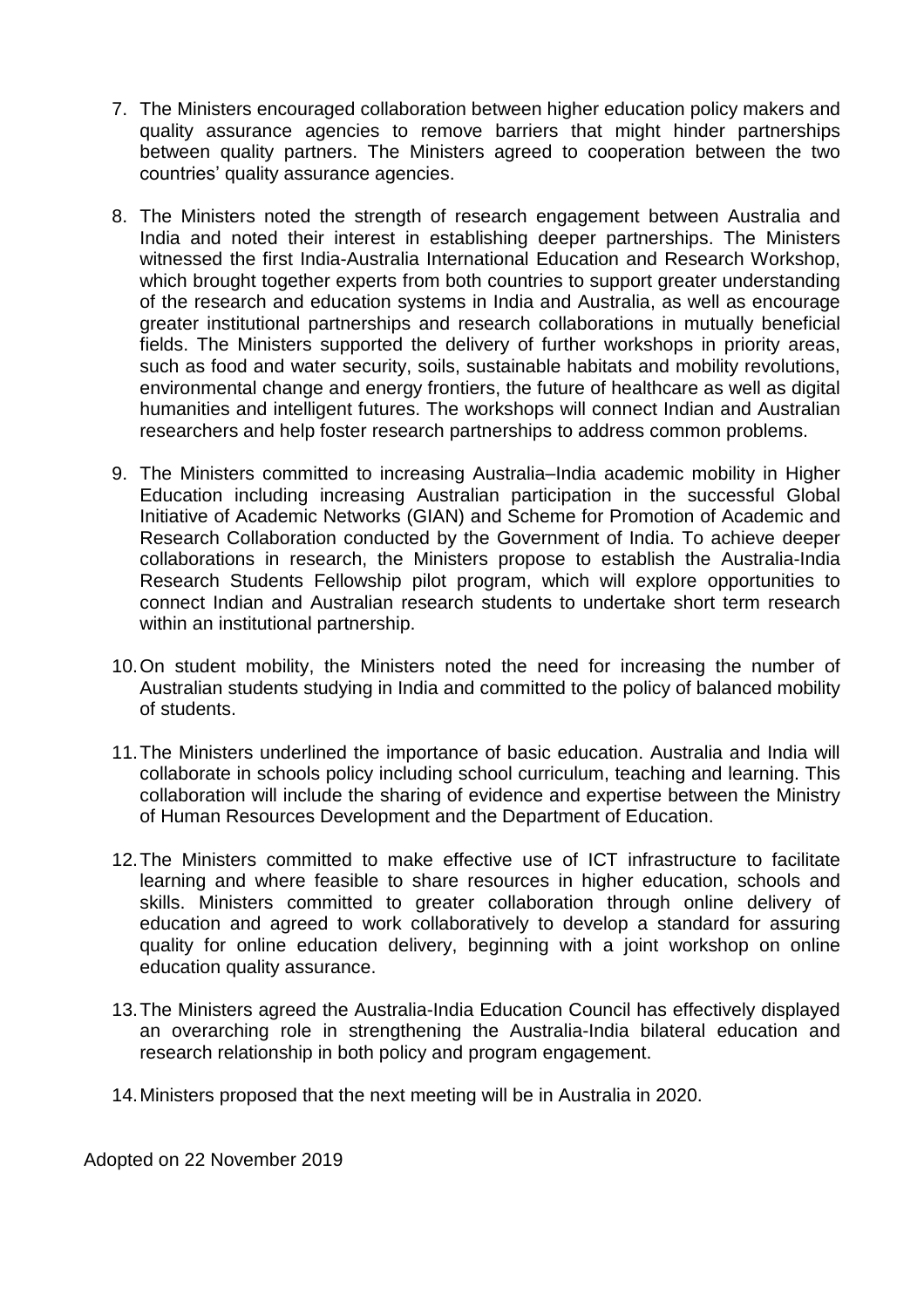7. The Ministers encouraged collaboration between higher education policy makers and quality assurance agencies to remove barriers that might hinder partnerships between quality partners. The Ministers agreed to cooperation between the two countries' quality assurance agencies.

8. The Ministers noted the strength of research engagement between Australia and India and noted their interest in establishing deeper partnerships. The Ministers witnessed the first India-Australia International Education and Research Workshop, which brought together experts from both countries to support greater understanding of the research and education systems in India and Australia, as well as encourage greater institutional partnerships and research collaborations in mutually beneficial fields. The Ministers supported the delivery of further workshops in priority areas, such as food and water security, soils, sustainable habitats and mobility revolutions, environmental change and energy frontiers, the future of healthcare as well as digital humanities and intelligent futures. The workshops will connect Indian and Australian researchers and help foster research partnerships to address common problems.

9. The Ministers committed to increasing Australia–India academic mobility in Higher Education including increasing Australian participation in the successful Global Initiative of Academic Networks (GIAN) and Scheme for Promotion of Academic and Research Collaboration conducted by the Government of India. To achieve deeper collaborations in research, the Ministers propose to establish the Australia-India Research Students Fellowship pilot program, which will explore opportunities to connect Indian and Australian research students to undertake short term research within an institutional partnership.

10. On student mobility, the Ministers noted the need for increasing the number of Australian students studying in India and committed to the policy of balanced mobility of students.

11. The Ministers underlined the importance of basic education. Australia and India will collaborate in schools policy including school curriculum, teaching and learning. This collaboration will include the sharing of evidence and expertise between the Ministry of Human Resources Development and the Department of Education.

12. The Ministers committed to make effective use of ICT infrastructure to facilitate learning and where feasible to share resources in higher education, schools and skills. Ministers committed to greater collaboration through online delivery of education and agreed to work collaboratively to develop a standard for assuring quality for online education delivery, beginning with a joint workshop on online education quality assurance.

13. The Ministers agreed the Australia-India Education Council has effectively displayed an overarching role in strengthening the Australia-India bilateral education and research relationship in both policy and program engagement.

14. Ministers proposed that the next meeting will be in Australia in 2020.

Adopted on 22 November 2019